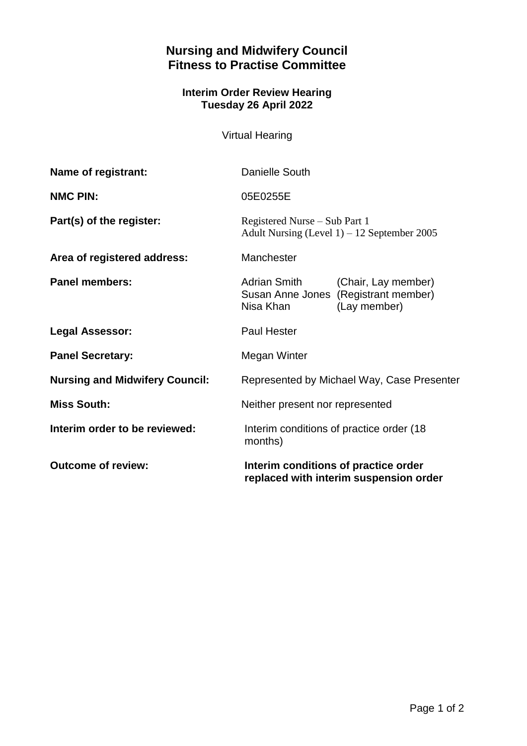# Nursing and Midwifery Council
# Fitness to Practise Committee

### Interim Order Review Hearing
### Tuesday 26 April 2022

Virtual Hearing

| | |
|---|---|
| **Name of registrant:** | Danielle South |
| **NMC PIN:** | 05E0255E |
| **Part(s) of the register:** | Registered Nurse – Sub Part 1<br>Adult Nursing (Level 1) – 12 September 2005 |
| **Area of registered address:** | Manchester |
| **Panel members:** | Adrian Smith (Chair, Lay member)<br>Susan Anne Jones (Registrant member)<br>Nisa Khan (Lay member) |
| **Legal Assessor:** | Paul Hester |
| **Panel Secretary:** | Megan Winter |
| **Nursing and Midwifery Council:** | Represented by Michael Way, Case Presenter |
| **Miss South:** | Neither present nor represented |
| **Interim order to be reviewed:** | Interim conditions of practice order (18 months) |
| **Outcome of review:** | **Interim conditions of practice order replaced with interim suspension order** |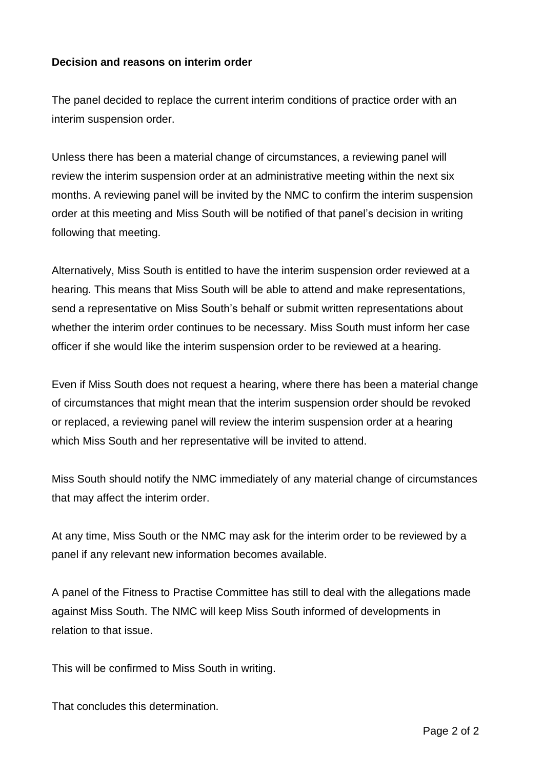**Decision and reasons on interim order**

The panel decided to replace the current interim conditions of practice order with an interim suspension order.

Unless there has been a material change of circumstances, a reviewing panel will review the interim suspension order at an administrative meeting within the next six months. A reviewing panel will be invited by the NMC to confirm the interim suspension order at this meeting and Miss South will be notified of that panel's decision in writing following that meeting.

Alternatively, Miss South is entitled to have the interim suspension order reviewed at a hearing. This means that Miss South will be able to attend and make representations, send a representative on Miss South's behalf or submit written representations about whether the interim order continues to be necessary. Miss South must inform her case officer if she would like the interim suspension order to be reviewed at a hearing.

Even if Miss South does not request a hearing, where there has been a material change of circumstances that might mean that the interim suspension order should be revoked or replaced, a reviewing panel will review the interim suspension order at a hearing which Miss South and her representative will be invited to attend.

Miss South should notify the NMC immediately of any material change of circumstances that may affect the interim order.

At any time, Miss South or the NMC may ask for the interim order to be reviewed by a panel if any relevant new information becomes available.

A panel of the Fitness to Practise Committee has still to deal with the allegations made against Miss South. The NMC will keep Miss South informed of developments in relation to that issue.

This will be confirmed to Miss South in writing.

That concludes this determination.